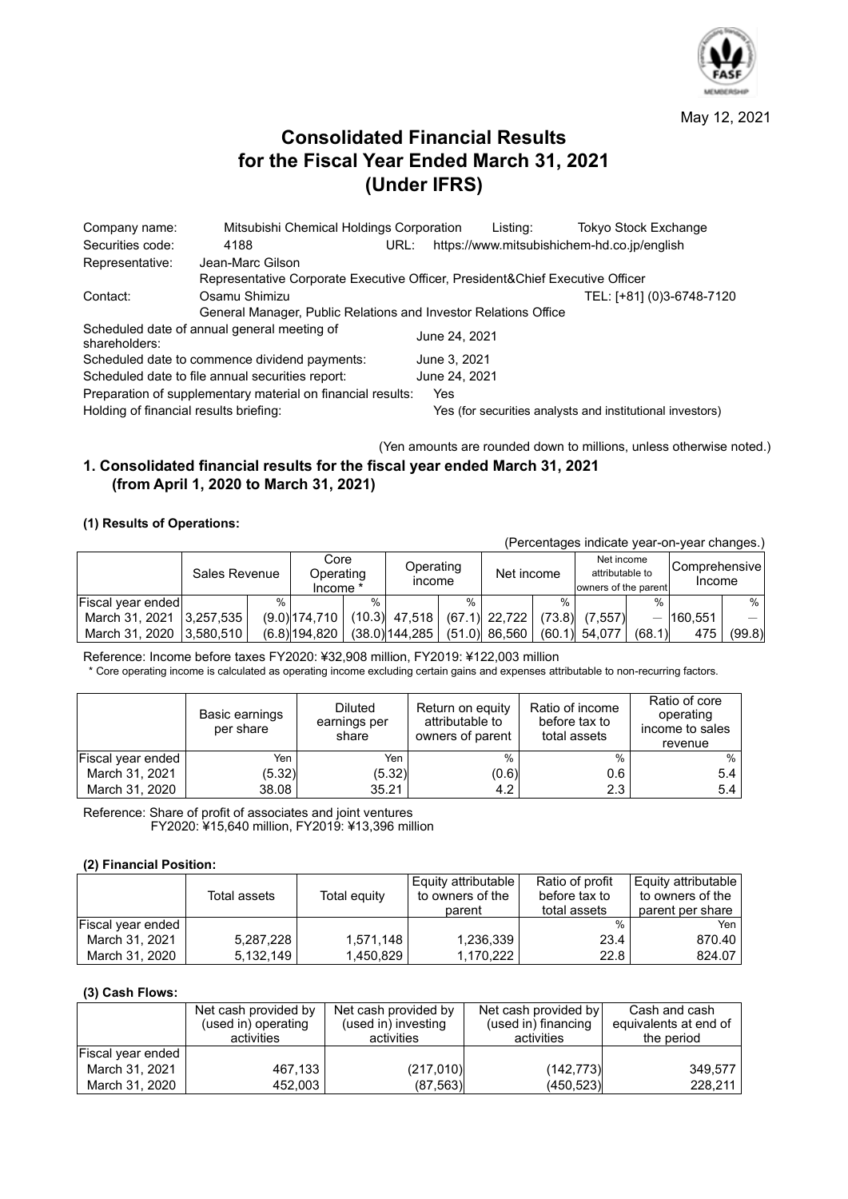May 12, 2021

# Consolidated Financial Results for the Fiscal Year Ended March 31, 2021 (Under IFRS)

| | | | |
|---|---|---|---|
| Company name: | Mitsubishi Chemical Holdings Corporation | Listing: | Tokyo Stock Exchange |
| Securities code: | 4188 | URL: | https://www.mitsubishichem-hd.co.jp/english |
| Representative: | Jean-Marc Gilson<br>Representative Corporate Executive Officer, President&Chief Executive Officer | | |
| Contact: | Osamu Shimizu<br>General Manager, Public Relations and Investor Relations Office | | TEL: [+81] (0)3-6748-7120 |

Scheduled date of annual general meeting of shareholders: June 24, 2021
Scheduled date to commence dividend payments: June 3, 2021
Scheduled date to file annual securities report: June 24, 2021
Preparation of supplementary material on financial results: Yes
Holding of financial results briefing: Yes (for securities analysts and institutional investors)

(Yen amounts are rounded down to millions, unless otherwise noted.)

## 1. Consolidated financial results for the fiscal year ended March 31, 2021 (from April 1, 2020 to March 31, 2021)

### (1) Results of Operations:

(Percentages indicate year-on-year changes.)

| | Sales Revenue | | Core Operating Income * | | Operating income | | Net income | | Net income attributable to owners of the parent | | Comprehensive Income | |
|---|---|---|---|---|---|---|---|---|---|---|---|---|
| Fiscal year ended | | % | | % | | % | | % | | % | | % |
| March 31, 2021 | 3,257,535 | (9.0) | 174,710 | (10.3) | 47,518 | (67.1) | 22,722 | (73.8) | (7,557) | — | 160,551 | — |
| March 31, 2020 | 3,580,510 | (6.8) | 194,820 | (38.0) | 144,285 | (51.0) | 86,560 | (60.1) | 54,077 | (68.1) | 475 | (99.8) |

Reference: Income before taxes FY2020: ¥32,908 million, FY2019: ¥122,003 million

\* Core operating income is calculated as operating income excluding certain gains and expenses attributable to non-recurring factors.

| | Basic earnings per share | Diluted earnings per share | Return on equity attributable to owners of parent | Ratio of income before tax to total assets | Ratio of core operating income to sales revenue |
|---|---|---|---|---|---|
| Fiscal year ended | Yen | Yen | % | % | % |
| March 31, 2021 | (5.32) | (5.32) | (0.6) | 0.6 | 5.4 |
| March 31, 2020 | 38.08 | 35.21 | 4.2 | 2.3 | 5.4 |

Reference: Share of profit of associates and joint ventures
FY2020: ¥15,640 million, FY2019: ¥13,396 million

### (2) Financial Position:

| | Total assets | Total equity | Equity attributable to owners of the parent | Ratio of profit before tax to total assets | Equity attributable to owners of the parent per share |
|---|---|---|---|---|---|
| Fiscal year ended | | | | % | Yen |
| March 31, 2021 | 5,287,228 | 1,571,148 | 1,236,339 | 23.4 | 870.40 |
| March 31, 2020 | 5,132,149 | 1,450,829 | 1,170,222 | 22.8 | 824.07 |

### (3) Cash Flows:

| | Net cash provided by (used in) operating activities | Net cash provided by (used in) investing activities | Net cash provided by (used in) financing activities | Cash and cash equivalents at end of the period |
|---|---|---|---|---|
| Fiscal year ended | | | | |
| March 31, 2021 | 467,133 | (217,010) | (142,773) | 349,577 |
| March 31, 2020 | 452,003 | (87,563) | (450,523) | 228,211 |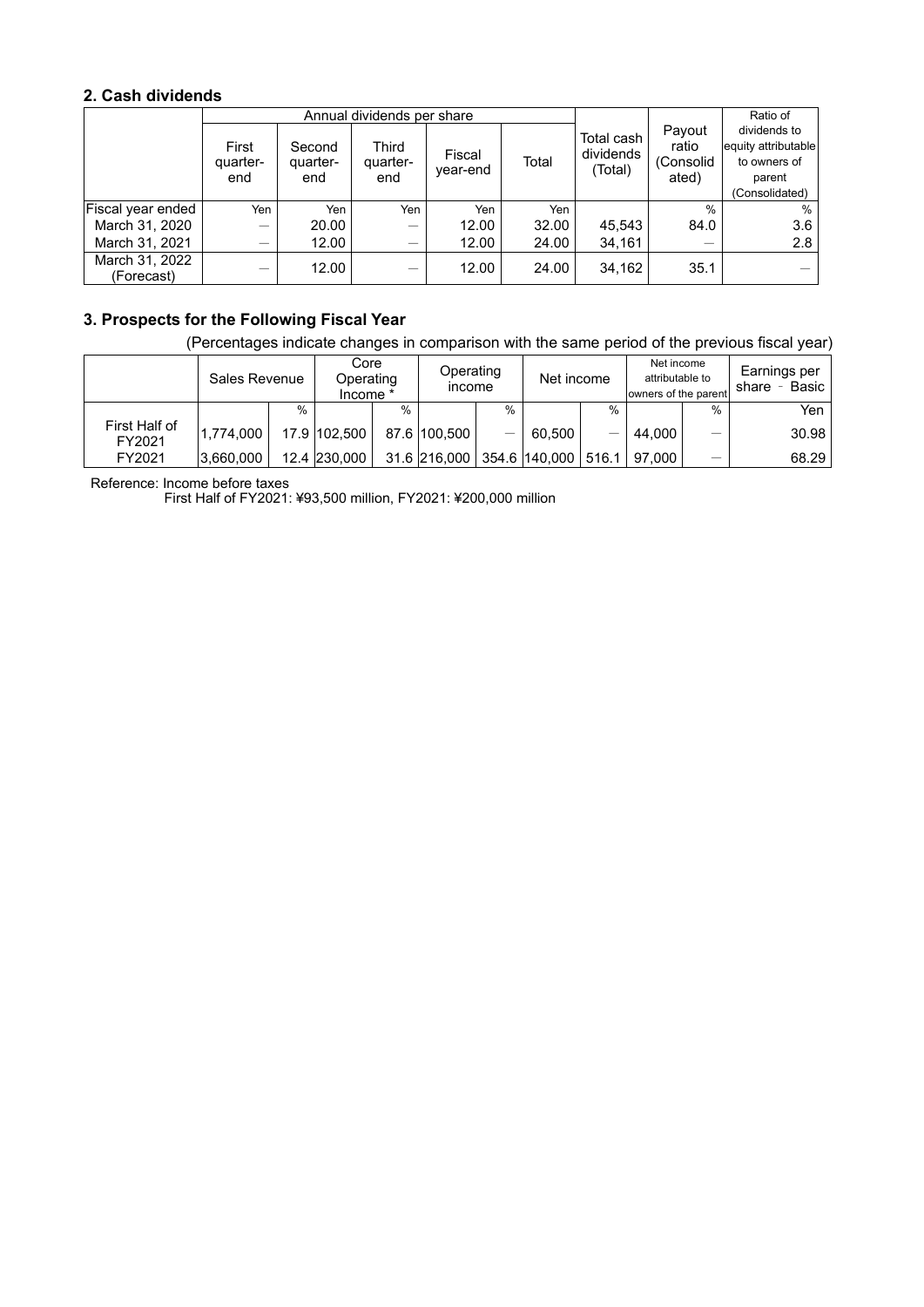## 2. Cash dividends

| | Annual dividends per share | | | | | Total cash dividends (Total) | Payout ratio (Consolidated) | Ratio of dividends to equity attributable to owners of parent (Consolidated) |
|---|---|---|---|---|---|---|---|---|
| | First quarter-end | Second quarter-end | Third quarter-end | Fiscal year-end | Total | | | |
| Fiscal year ended | Yen | Yen | Yen | Yen | Yen | | % | % |
| March 31, 2020 | — | 20.00 | — | 12.00 | 32.00 | 45,543 | 84.0 | 3.6 |
| March 31, 2021 | — | 12.00 | — | 12.00 | 24.00 | 34,161 | — | 2.8 |
| March 31, 2022 (Forecast) | — | 12.00 | — | 12.00 | 24.00 | 34,162 | 35.1 | — |

## 3. Prospects for the Following Fiscal Year

(Percentages indicate changes in comparison with the same period of the previous fiscal year)

| | Sales Revenue | | Core Operating Income * | | Operating income | | Net income | | Net income attributable to owners of the parent | | Earnings per share - Basic |
|---|---|---|---|---|---|---|---|---|---|---|---|
| | | % | | % | | % | | % | | % | Yen |
| First Half of FY2021 | 1,774,000 | 17.9 | 102,500 | 87.6 | 100,500 | — | 60,500 | — | 44,000 | — | 30.98 |
| FY2021 | 3,660,000 | 12.4 | 230,000 | 31.6 | 216,000 | 354.6 | 140,000 | 516.1 | 97,000 | — | 68.29 |

Reference: Income before taxes

First Half of FY2021: ¥93,500 million, FY2021: ¥200,000 million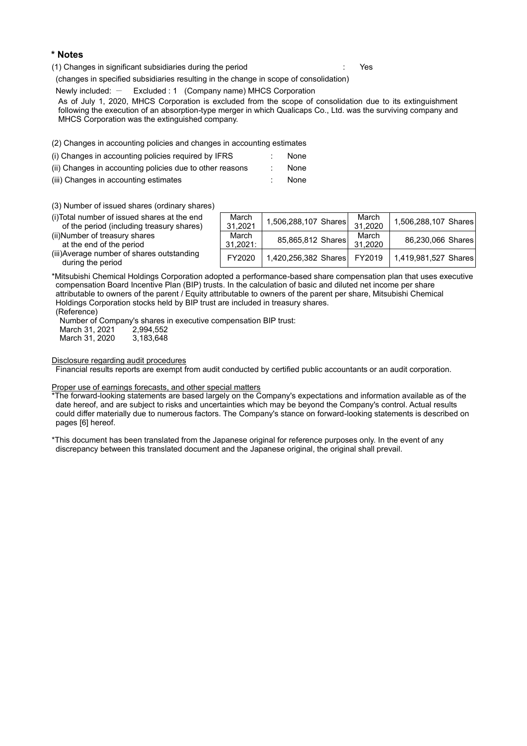## * Notes

(1) Changes in significant subsidiaries during the period : Yes

(changes in specified subsidiaries resulting in the change in scope of consolidation)

Newly included: － Excluded : 1 (Company name) MHCS Corporation

As of July 1, 2020, MHCS Corporation is excluded from the scope of consolidation due to its extinguishment following the execution of an absorption-type merger in which Qualicaps Co., Ltd. was the surviving company and MHCS Corporation was the extinguished company.

(2) Changes in accounting policies and changes in accounting estimates

(i) Changes in accounting policies required by IFRS : None

(ii) Changes in accounting policies due to other reasons : None

(iii) Changes in accounting estimates : None

(3) Number of issued shares (ordinary shares)

| | | | | |
|---|---|---|---|---|
| (i)Total number of issued shares at the end of the period (including treasury shares) | March 31,2021 | 1,506,288,107 Shares | March 31,2020 | 1,506,288,107 Shares |
| (ii)Number of treasury shares at the end of the period | March 31,2021: | 85,865,812 Shares | March 31,2020 | 86,230,066 Shares |
| (iii)Average number of shares outstanding during the period | FY2020 | 1,420,256,382 Shares | FY2019 | 1,419,981,527 Shares |

*Mitsubishi Chemical Holdings Corporation adopted a performance-based share compensation plan that uses executive compensation Board Incentive Plan (BIP) trusts. In the calculation of basic and diluted net income per share attributable to owners of the parent / Equity attributable to owners of the parent per share, Mitsubishi Chemical Holdings Corporation stocks held by BIP trust are included in treasury shares.

(Reference)

Number of Company's shares in executive compensation BIP trust:

March 31, 2021 2,994,552

March 31, 2020 3,183,648

Disclosure regarding audit procedures

Financial results reports are exempt from audit conducted by certified public accountants or an audit corporation.

Proper use of earnings forecasts, and other special matters

*The forward-looking statements are based largely on the Company's expectations and information available as of the date hereof, and are subject to risks and uncertainties which may be beyond the Company's control. Actual results could differ materially due to numerous factors. The Company's stance on forward-looking statements is described on pages [6] hereof.

*This document has been translated from the Japanese original for reference purposes only. In the event of any discrepancy between this translated document and the Japanese original, the original shall prevail.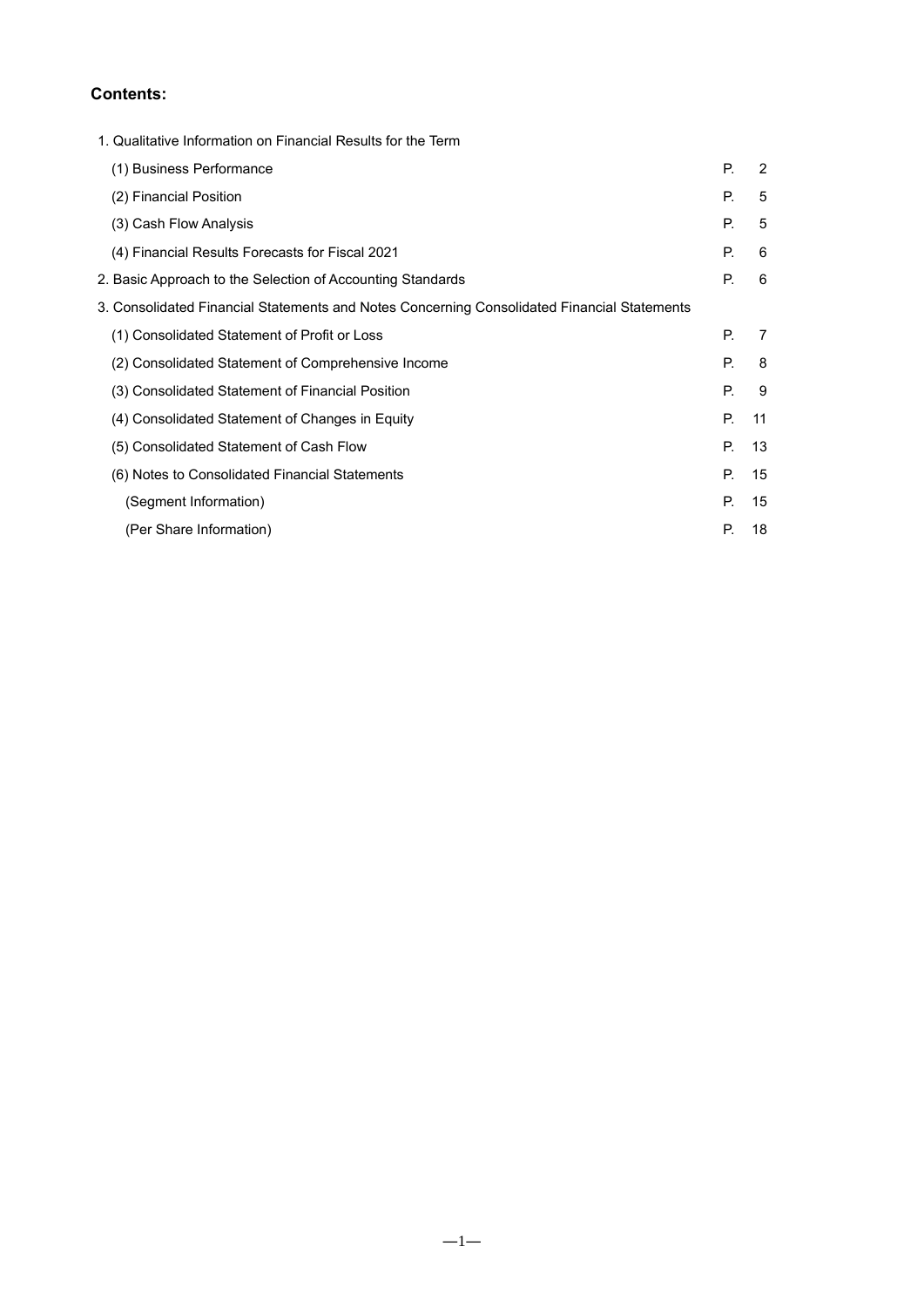## Contents:

| | | |
|---|---|---|
| 1. Qualitative Information on Financial Results for the Term | | |
| (1) Business Performance | P. | 2 |
| (2) Financial Position | P. | 5 |
| (3) Cash Flow Analysis | P. | 5 |
| (4) Financial Results Forecasts for Fiscal 2021 | P. | 6 |
| 2. Basic Approach to the Selection of Accounting Standards | P. | 6 |
| 3. Consolidated Financial Statements and Notes Concerning Consolidated Financial Statements | | |
| (1) Consolidated Statement of Profit or Loss | P. | 7 |
| (2) Consolidated Statement of Comprehensive Income | P. | 8 |
| (3) Consolidated Statement of Financial Position | P. | 9 |
| (4) Consolidated Statement of Changes in Equity | P. | 11 |
| (5) Consolidated Statement of Cash Flow | P. | 13 |
| (6) Notes to Consolidated Financial Statements | P. | 15 |
| (Segment Information) | P. | 15 |
| (Per Share Information) | P. | 18 |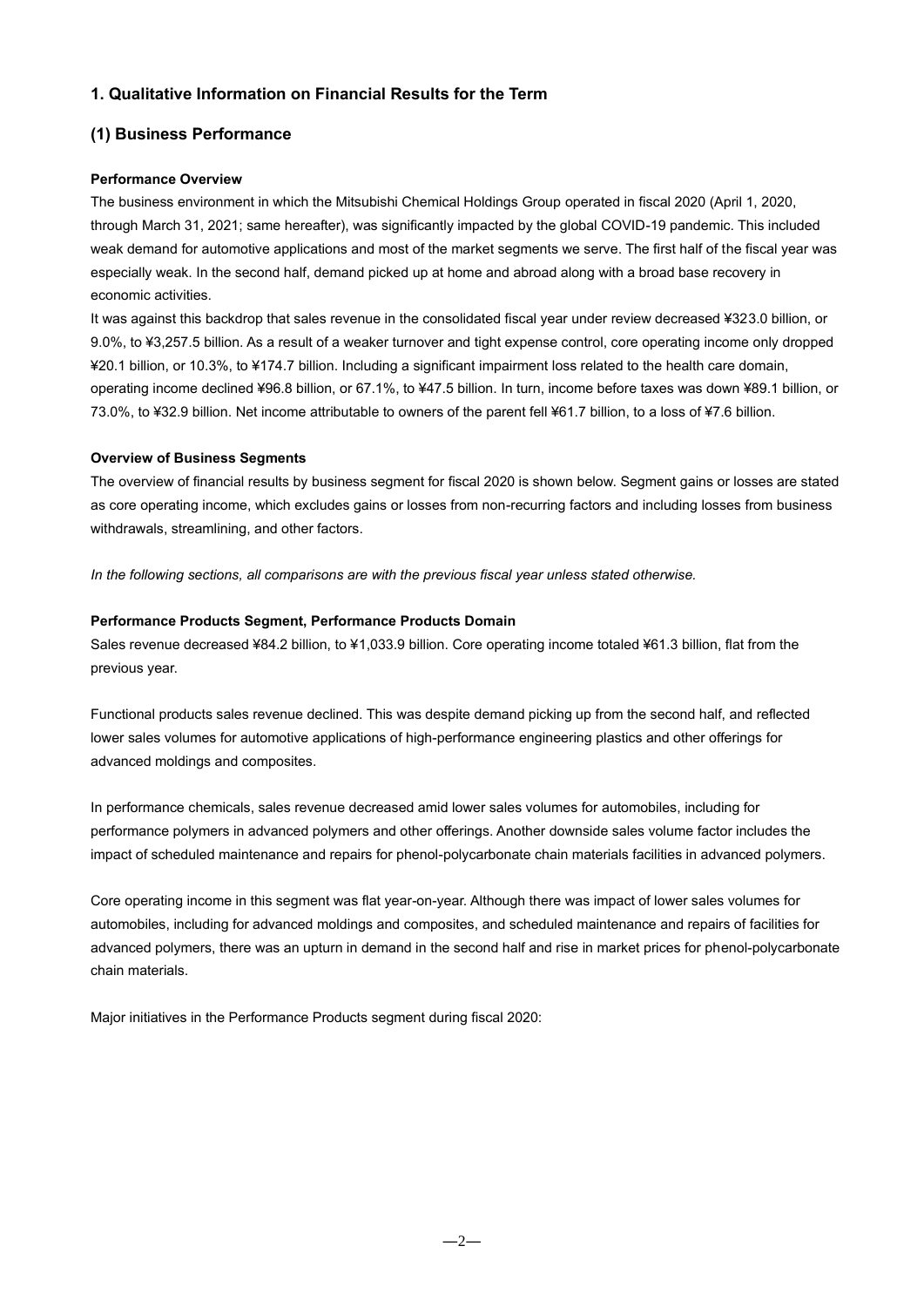## 1. Qualitative Information on Financial Results for the Term

## (1) Business Performance

**Performance Overview**

The business environment in which the Mitsubishi Chemical Holdings Group operated in fiscal 2020 (April 1, 2020, through March 31, 2021; same hereafter), was significantly impacted by the global COVID-19 pandemic. This included weak demand for automotive applications and most of the market segments we serve. The first half of the fiscal year was especially weak. In the second half, demand picked up at home and abroad along with a broad base recovery in economic activities.

It was against this backdrop that sales revenue in the consolidated fiscal year under review decreased ¥323.0 billion, or 9.0%, to ¥3,257.5 billion. As a result of a weaker turnover and tight expense control, core operating income only dropped ¥20.1 billion, or 10.3%, to ¥174.7 billion. Including a significant impairment loss related to the health care domain, operating income declined ¥96.8 billion, or 67.1%, to ¥47.5 billion. In turn, income before taxes was down ¥89.1 billion, or 73.0%, to ¥32.9 billion. Net income attributable to owners of the parent fell ¥61.7 billion, to a loss of ¥7.6 billion.

**Overview of Business Segments**

The overview of financial results by business segment for fiscal 2020 is shown below. Segment gains or losses are stated as core operating income, which excludes gains or losses from non-recurring factors and including losses from business withdrawals, streamlining, and other factors.

*In the following sections, all comparisons are with the previous fiscal year unless stated otherwise.*

**Performance Products Segment, Performance Products Domain**

Sales revenue decreased ¥84.2 billion, to ¥1,033.9 billion. Core operating income totaled ¥61.3 billion, flat from the previous year.

Functional products sales revenue declined. This was despite demand picking up from the second half, and reflected lower sales volumes for automotive applications of high-performance engineering plastics and other offerings for advanced moldings and composites.

In performance chemicals, sales revenue decreased amid lower sales volumes for automobiles, including for performance polymers in advanced polymers and other offerings. Another downside sales volume factor includes the impact of scheduled maintenance and repairs for phenol-polycarbonate chain materials facilities in advanced polymers.

Core operating income in this segment was flat year-on-year. Although there was impact of lower sales volumes for automobiles, including for advanced moldings and composites, and scheduled maintenance and repairs of facilities for advanced polymers, there was an upturn in demand in the second half and rise in market prices for phenol-polycarbonate chain materials.

Major initiatives in the Performance Products segment during fiscal 2020: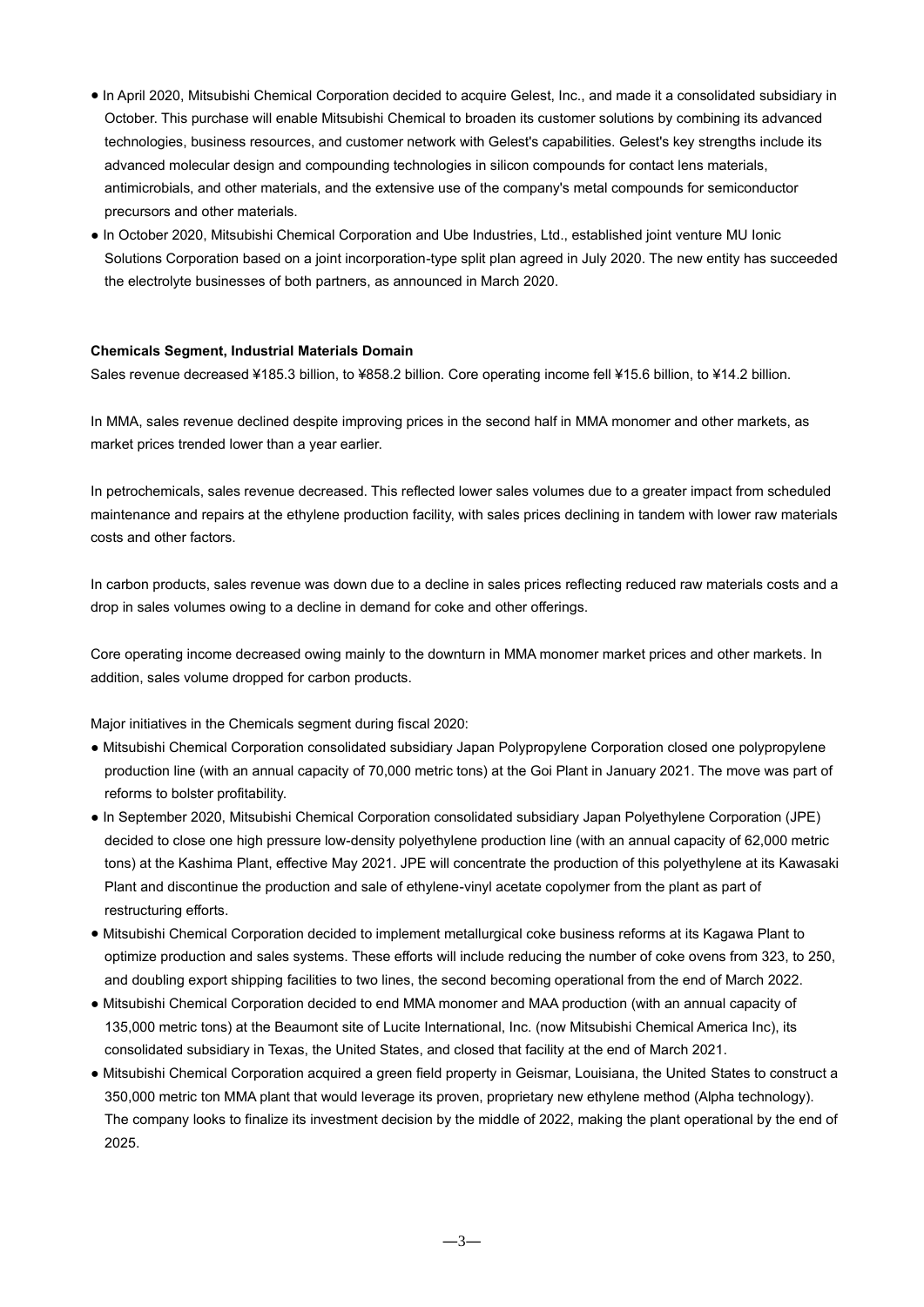- In April 2020, Mitsubishi Chemical Corporation decided to acquire Gelest, Inc., and made it a consolidated subsidiary in October. This purchase will enable Mitsubishi Chemical to broaden its customer solutions by combining its advanced technologies, business resources, and customer network with Gelest's capabilities. Gelest's key strengths include its advanced molecular design and compounding technologies in silicon compounds for contact lens materials, antimicrobials, and other materials, and the extensive use of the company's metal compounds for semiconductor precursors and other materials.
- In October 2020, Mitsubishi Chemical Corporation and Ube Industries, Ltd., established joint venture MU Ionic Solutions Corporation based on a joint incorporation-type split plan agreed in July 2020. The new entity has succeeded the electrolyte businesses of both partners, as announced in March 2020.

**Chemicals Segment, Industrial Materials Domain**

Sales revenue decreased ¥185.3 billion, to ¥858.2 billion. Core operating income fell ¥15.6 billion, to ¥14.2 billion.

In MMA, sales revenue declined despite improving prices in the second half in MMA monomer and other markets, as market prices trended lower than a year earlier.

In petrochemicals, sales revenue decreased. This reflected lower sales volumes due to a greater impact from scheduled maintenance and repairs at the ethylene production facility, with sales prices declining in tandem with lower raw materials costs and other factors.

In carbon products, sales revenue was down due to a decline in sales prices reflecting reduced raw materials costs and a drop in sales volumes owing to a decline in demand for coke and other offerings.

Core operating income decreased owing mainly to the downturn in MMA monomer market prices and other markets. In addition, sales volume dropped for carbon products.

Major initiatives in the Chemicals segment during fiscal 2020:

- Mitsubishi Chemical Corporation consolidated subsidiary Japan Polypropylene Corporation closed one polypropylene production line (with an annual capacity of 70,000 metric tons) at the Goi Plant in January 2021. The move was part of reforms to bolster profitability.
- In September 2020, Mitsubishi Chemical Corporation consolidated subsidiary Japan Polyethylene Corporation (JPE) decided to close one high pressure low-density polyethylene production line (with an annual capacity of 62,000 metric tons) at the Kashima Plant, effective May 2021. JPE will concentrate the production of this polyethylene at its Kawasaki Plant and discontinue the production and sale of ethylene-vinyl acetate copolymer from the plant as part of restructuring efforts.
- Mitsubishi Chemical Corporation decided to implement metallurgical coke business reforms at its Kagawa Plant to optimize production and sales systems. These efforts will include reducing the number of coke ovens from 323, to 250, and doubling export shipping facilities to two lines, the second becoming operational from the end of March 2022.
- Mitsubishi Chemical Corporation decided to end MMA monomer and MAA production (with an annual capacity of 135,000 metric tons) at the Beaumont site of Lucite International, Inc. (now Mitsubishi Chemical America Inc), its consolidated subsidiary in Texas, the United States, and closed that facility at the end of March 2021.
- Mitsubishi Chemical Corporation acquired a green field property in Geismar, Louisiana, the United States to construct a 350,000 metric ton MMA plant that would leverage its proven, proprietary new ethylene method (Alpha technology). The company looks to finalize its investment decision by the middle of 2022, making the plant operational by the end of 2025.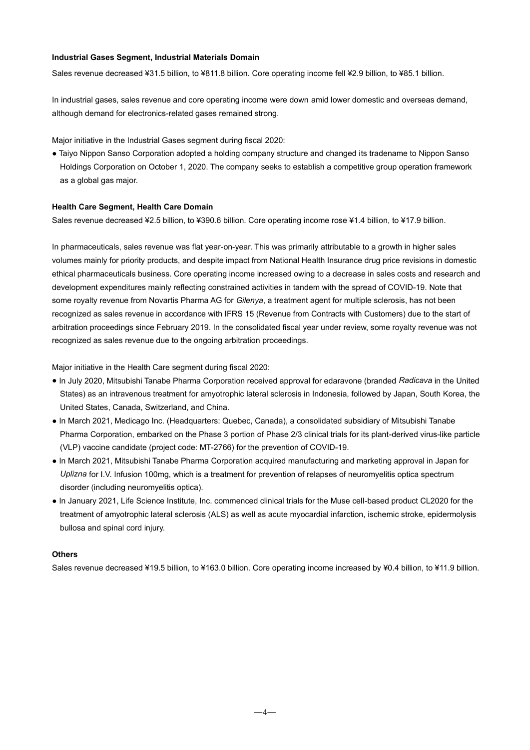**Industrial Gases Segment, Industrial Materials Domain**

Sales revenue decreased ¥31.5 billion, to ¥811.8 billion. Core operating income fell ¥2.9 billion, to ¥85.1 billion.

In industrial gases, sales revenue and core operating income were down amid lower domestic and overseas demand, although demand for electronics-related gases remained strong.

Major initiative in the Industrial Gases segment during fiscal 2020:

- Taiyo Nippon Sanso Corporation adopted a holding company structure and changed its tradename to Nippon Sanso Holdings Corporation on October 1, 2020. The company seeks to establish a competitive group operation framework as a global gas major.

**Health Care Segment, Health Care Domain**

Sales revenue decreased ¥2.5 billion, to ¥390.6 billion. Core operating income rose ¥1.4 billion, to ¥17.9 billion.

In pharmaceuticals, sales revenue was flat year-on-year. This was primarily attributable to a growth in higher sales volumes mainly for priority products, and despite impact from National Health Insurance drug price revisions in domestic ethical pharmaceuticals business. Core operating income increased owing to a decrease in sales costs and research and development expenditures mainly reflecting constrained activities in tandem with the spread of COVID-19. Note that some royalty revenue from Novartis Pharma AG for *Gilenya*, a treatment agent for multiple sclerosis, has not been recognized as sales revenue in accordance with IFRS 15 (Revenue from Contracts with Customers) due to the start of arbitration proceedings since February 2019. In the consolidated fiscal year under review, some royalty revenue was not recognized as sales revenue due to the ongoing arbitration proceedings.

Major initiative in the Health Care segment during fiscal 2020:

- In July 2020, Mitsubishi Tanabe Pharma Corporation received approval for edaravone (branded *Radicava* in the United States) as an intravenous treatment for amyotrophic lateral sclerosis in Indonesia, followed by Japan, South Korea, the United States, Canada, Switzerland, and China.
- In March 2021, Medicago Inc. (Headquarters: Quebec, Canada), a consolidated subsidiary of Mitsubishi Tanabe Pharma Corporation, embarked on the Phase 3 portion of Phase 2/3 clinical trials for its plant-derived virus-like particle (VLP) vaccine candidate (project code: MT-2766) for the prevention of COVID-19.
- In March 2021, Mitsubishi Tanabe Pharma Corporation acquired manufacturing and marketing approval in Japan for *Uplizna* for I.V. Infusion 100mg, which is a treatment for prevention of relapses of neuromyelitis optica spectrum disorder (including neuromyelitis optica).
- In January 2021, Life Science Institute, Inc. commenced clinical trials for the Muse cell-based product CL2020 for the treatment of amyotrophic lateral sclerosis (ALS) as well as acute myocardial infarction, ischemic stroke, epidermolysis bullosa and spinal cord injury.

**Others**

Sales revenue decreased ¥19.5 billion, to ¥163.0 billion. Core operating income increased by ¥0.4 billion, to ¥11.9 billion.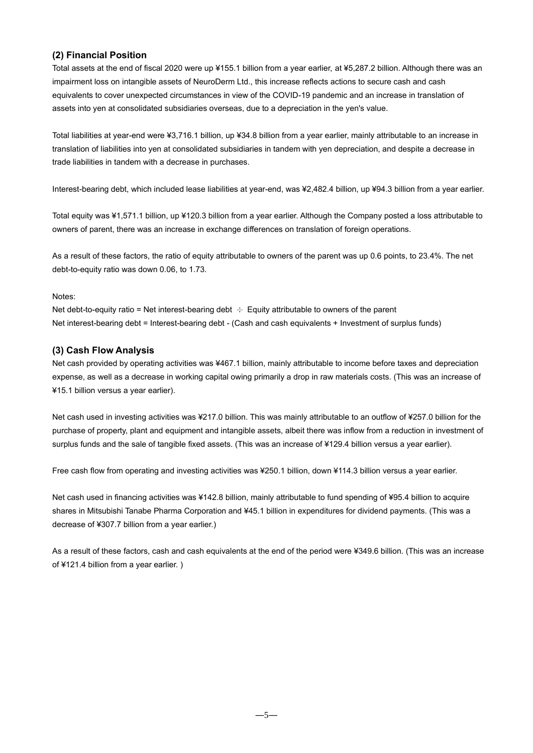### (2) Financial Position

Total assets at the end of fiscal 2020 were up ¥155.1 billion from a year earlier, at ¥5,287.2 billion. Although there was an impairment loss on intangible assets of NeuroDerm Ltd., this increase reflects actions to secure cash and cash equivalents to cover unexpected circumstances in view of the COVID-19 pandemic and an increase in translation of assets into yen at consolidated subsidiaries overseas, due to a depreciation in the yen's value.

Total liabilities at year-end were ¥3,716.1 billion, up ¥34.8 billion from a year earlier, mainly attributable to an increase in translation of liabilities into yen at consolidated subsidiaries in tandem with yen depreciation, and despite a decrease in trade liabilities in tandem with a decrease in purchases.

Interest-bearing debt, which included lease liabilities at year-end, was ¥2,482.4 billion, up ¥94.3 billion from a year earlier.

Total equity was ¥1,571.1 billion, up ¥120.3 billion from a year earlier. Although the Company posted a loss attributable to owners of parent, there was an increase in exchange differences on translation of foreign operations.

As a result of these factors, the ratio of equity attributable to owners of the parent was up 0.6 points, to 23.4%. The net debt-to-equity ratio was down 0.06, to 1.73.

Notes:

Net debt-to-equity ratio = Net interest-bearing debt ÷ Equity attributable to owners of the parent

Net interest-bearing debt = Interest-bearing debt - (Cash and cash equivalents + Investment of surplus funds)

### (3) Cash Flow Analysis

Net cash provided by operating activities was ¥467.1 billion, mainly attributable to income before taxes and depreciation expense, as well as a decrease in working capital owing primarily a drop in raw materials costs. (This was an increase of ¥15.1 billion versus a year earlier).

Net cash used in investing activities was ¥217.0 billion. This was mainly attributable to an outflow of ¥257.0 billion for the purchase of property, plant and equipment and intangible assets, albeit there was inflow from a reduction in investment of surplus funds and the sale of tangible fixed assets. (This was an increase of ¥129.4 billion versus a year earlier).

Free cash flow from operating and investing activities was ¥250.1 billion, down ¥114.3 billion versus a year earlier.

Net cash used in financing activities was ¥142.8 billion, mainly attributable to fund spending of ¥95.4 billion to acquire shares in Mitsubishi Tanabe Pharma Corporation and ¥45.1 billion in expenditures for dividend payments. (This was a decrease of ¥307.7 billion from a year earlier.)

As a result of these factors, cash and cash equivalents at the end of the period were ¥349.6 billion. (This was an increase of ¥121.4 billion from a year earlier. )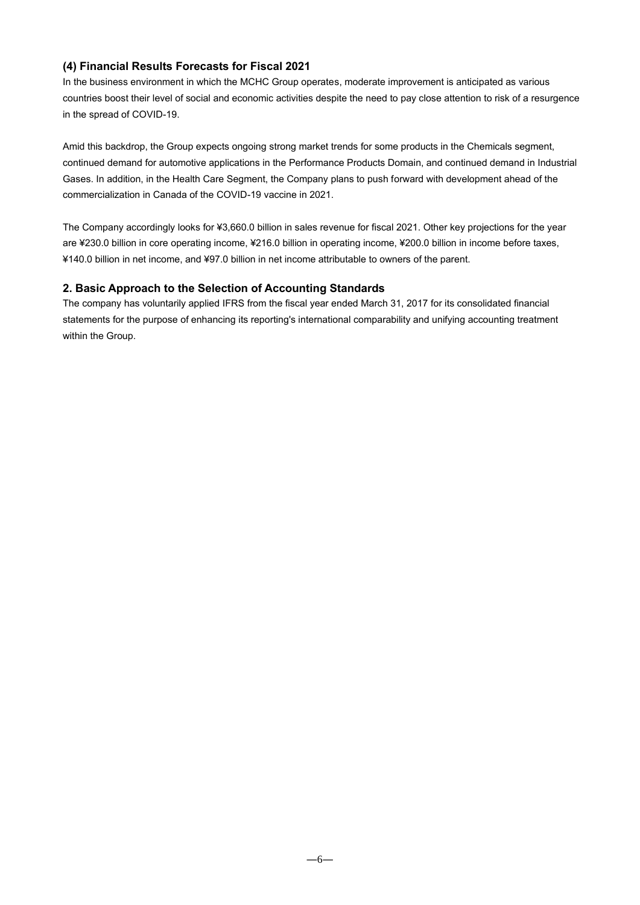### (4) Financial Results Forecasts for Fiscal 2021

In the business environment in which the MCHC Group operates, moderate improvement is anticipated as various countries boost their level of social and economic activities despite the need to pay close attention to risk of a resurgence in the spread of COVID-19.

Amid this backdrop, the Group expects ongoing strong market trends for some products in the Chemicals segment, continued demand for automotive applications in the Performance Products Domain, and continued demand in Industrial Gases. In addition, in the Health Care Segment, the Company plans to push forward with development ahead of the commercialization in Canada of the COVID-19 vaccine in 2021.

The Company accordingly looks for ¥3,660.0 billion in sales revenue for fiscal 2021. Other key projections for the year are ¥230.0 billion in core operating income, ¥216.0 billion in operating income, ¥200.0 billion in income before taxes, ¥140.0 billion in net income, and ¥97.0 billion in net income attributable to owners of the parent.

## 2. Basic Approach to the Selection of Accounting Standards

The company has voluntarily applied IFRS from the fiscal year ended March 31, 2017 for its consolidated financial statements for the purpose of enhancing its reporting's international comparability and unifying accounting treatment within the Group.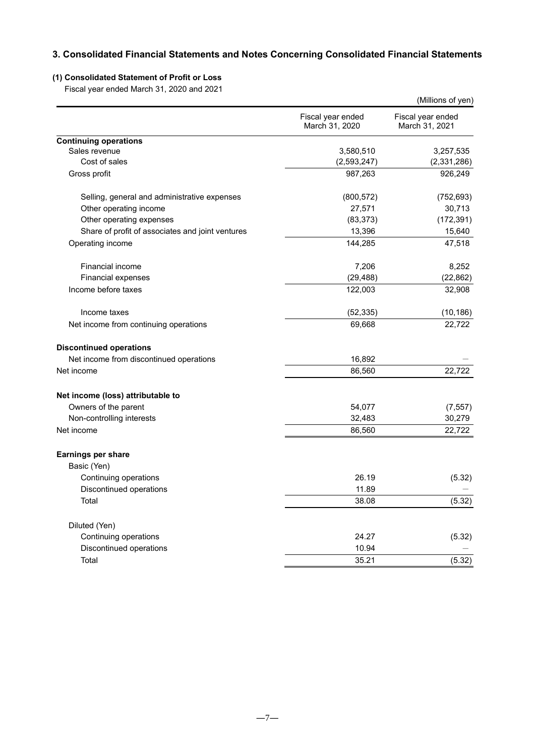## 3. Consolidated Financial Statements and Notes Concerning Consolidated Financial Statements

### (1) Consolidated Statement of Profit or Loss

Fiscal year ended March 31, 2020 and 2021

(Millions of yen)

| | Fiscal year ended March 31, 2020 | Fiscal year ended March 31, 2021 |
|---|---|---|
| **Continuing operations** | | |
| Sales revenue | 3,580,510 | 3,257,535 |
| Cost of sales | (2,593,247) | (2,331,286) |
| Gross profit | 987,263 | 926,249 |
| Selling, general and administrative expenses | (800,572) | (752,693) |
| Other operating income | 27,571 | 30,713 |
| Other operating expenses | (83,373) | (172,391) |
| Share of profit of associates and joint ventures | 13,396 | 15,640 |
| Operating income | 144,285 | 47,518 |
| Financial income | 7,206 | 8,252 |
| Financial expenses | (29,488) | (22,862) |
| Income before taxes | 122,003 | 32,908 |
| Income taxes | (52,335) | (10,186) |
| Net income from continuing operations | 69,668 | 22,722 |
| **Discontinued operations** | | |
| Net income from discontinued operations | 16,892 | — |
| Net income | 86,560 | 22,722 |
| **Net income (loss) attributable to** | | |
| Owners of the parent | 54,077 | (7,557) |
| Non-controlling interests | 32,483 | 30,279 |
| Net income | 86,560 | 22,722 |
| **Earnings per share** | | |
| Basic (Yen) | | |
| Continuing operations | 26.19 | (5.32) |
| Discontinued operations | 11.89 | — |
| Total | 38.08 | (5.32) |
| Diluted (Yen) | | |
| Continuing operations | 24.27 | (5.32) |
| Discontinued operations | 10.94 | — |
| Total | 35.21 | (5.32) |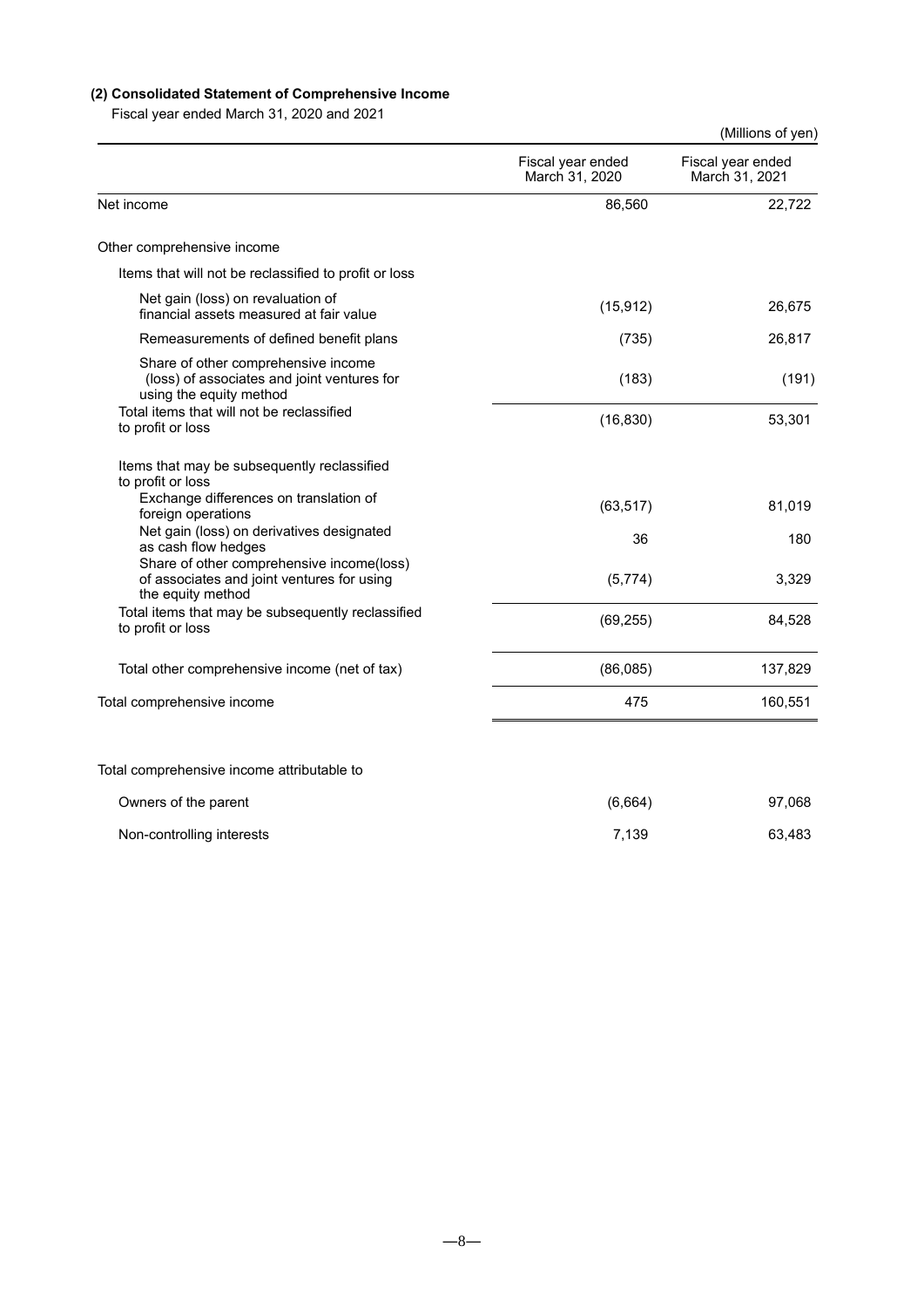### (2) Consolidated Statement of Comprehensive Income

Fiscal year ended March 31, 2020 and 2021

(Millions of yen)

| | Fiscal year ended March 31, 2020 | Fiscal year ended March 31, 2021 |
|---|---|---|
| Net income | 86,560 | 22,722 |
| Other comprehensive income | | |
| Items that will not be reclassified to profit or loss | | |
| Net gain (loss) on revaluation of financial assets measured at fair value | (15,912) | 26,675 |
| Remeasurements of defined benefit plans | (735) | 26,817 |
| Share of other comprehensive income (loss) of associates and joint ventures for using the equity method | (183) | (191) |
| Total items that will not be reclassified to profit or loss | (16,830) | 53,301 |
| Items that may be subsequently reclassified to profit or loss | | |
| Exchange differences on translation of foreign operations | (63,517) | 81,019 |
| Net gain (loss) on derivatives designated as cash flow hedges | 36 | 180 |
| Share of other comprehensive income(loss) of associates and joint ventures for using the equity method | (5,774) | 3,329 |
| Total items that may be subsequently reclassified to profit or loss | (69,255) | 84,528 |
| Total other comprehensive income (net of tax) | (86,085) | 137,829 |
| Total comprehensive income | 475 | 160,551 |
| | | |
| Total comprehensive income attributable to | | |
| Owners of the parent | (6,664) | 97,068 |
| Non-controlling interests | 7,139 | 63,483 |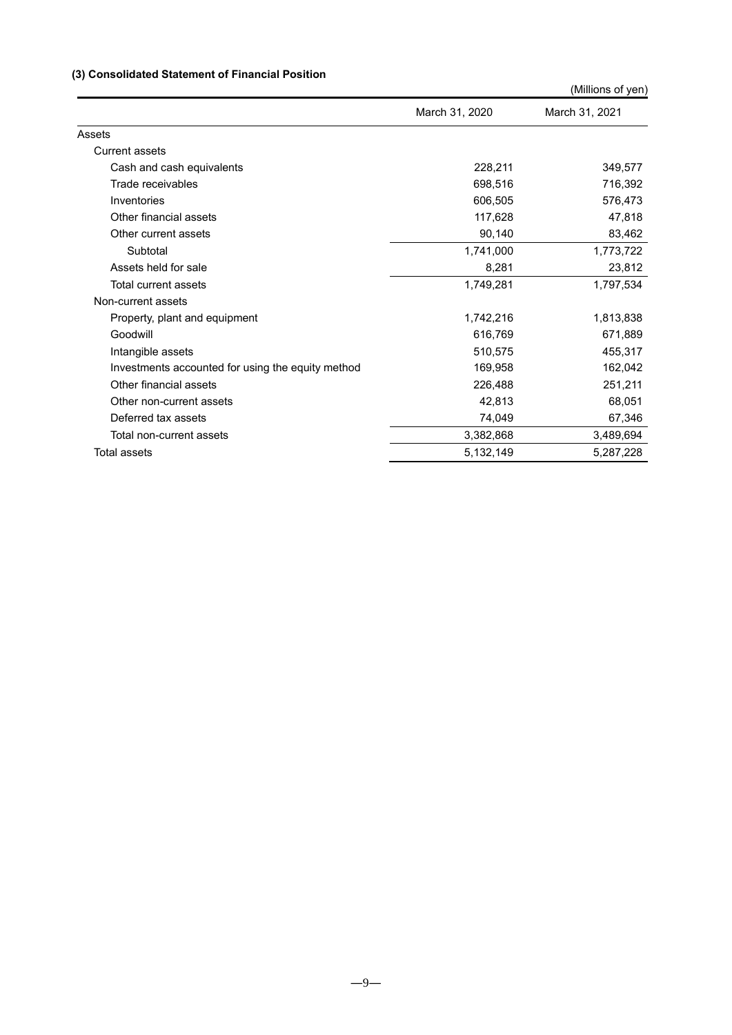### (3) Consolidated Statement of Financial Position

(Millions of yen)

| | March 31, 2020 | March 31, 2021 |
|---|---|---|
| Assets | | |
| Current assets | | |
| Cash and cash equivalents | 228,211 | 349,577 |
| Trade receivables | 698,516 | 716,392 |
| Inventories | 606,505 | 576,473 |
| Other financial assets | 117,628 | 47,818 |
| Other current assets | 90,140 | 83,462 |
| Subtotal | 1,741,000 | 1,773,722 |
| Assets held for sale | 8,281 | 23,812 |
| Total current assets | 1,749,281 | 1,797,534 |
| Non-current assets | | |
| Property, plant and equipment | 1,742,216 | 1,813,838 |
| Goodwill | 616,769 | 671,889 |
| Intangible assets | 510,575 | 455,317 |
| Investments accounted for using the equity method | 169,958 | 162,042 |
| Other financial assets | 226,488 | 251,211 |
| Other non-current assets | 42,813 | 68,051 |
| Deferred tax assets | 74,049 | 67,346 |
| Total non-current assets | 3,382,868 | 3,489,694 |
| Total assets | 5,132,149 | 5,287,228 |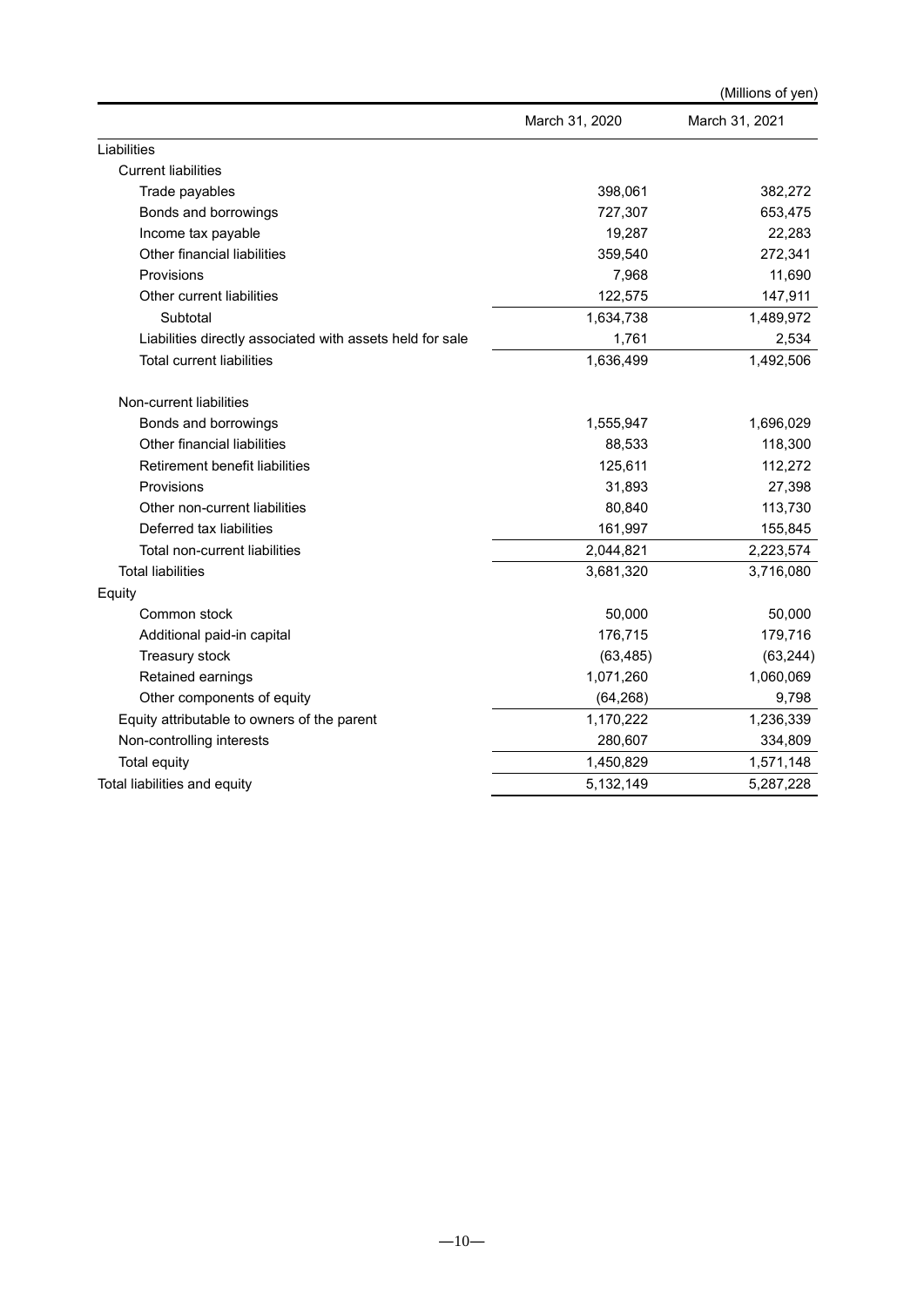(Millions of yen)

| | March 31, 2020 | March 31, 2021 |
|---|---|---|
| Liabilities | | |
| Current liabilities | | |
| Trade payables | 398,061 | 382,272 |
| Bonds and borrowings | 727,307 | 653,475 |
| Income tax payable | 19,287 | 22,283 |
| Other financial liabilities | 359,540 | 272,341 |
| Provisions | 7,968 | 11,690 |
| Other current liabilities | 122,575 | 147,911 |
| Subtotal | 1,634,738 | 1,489,972 |
| Liabilities directly associated with assets held for sale | 1,761 | 2,534 |
| Total current liabilities | 1,636,499 | 1,492,506 |
| Non-current liabilities | | |
| Bonds and borrowings | 1,555,947 | 1,696,029 |
| Other financial liabilities | 88,533 | 118,300 |
| Retirement benefit liabilities | 125,611 | 112,272 |
| Provisions | 31,893 | 27,398 |
| Other non-current liabilities | 80,840 | 113,730 |
| Deferred tax liabilities | 161,997 | 155,845 |
| Total non-current liabilities | 2,044,821 | 2,223,574 |
| Total liabilities | 3,681,320 | 3,716,080 |
| Equity | | |
| Common stock | 50,000 | 50,000 |
| Additional paid-in capital | 176,715 | 179,716 |
| Treasury stock | (63,485) | (63,244) |
| Retained earnings | 1,071,260 | 1,060,069 |
| Other components of equity | (64,268) | 9,798 |
| Equity attributable to owners of the parent | 1,170,222 | 1,236,339 |
| Non-controlling interests | 280,607 | 334,809 |
| Total equity | 1,450,829 | 1,571,148 |
| Total liabilities and equity | 5,132,149 | 5,287,228 |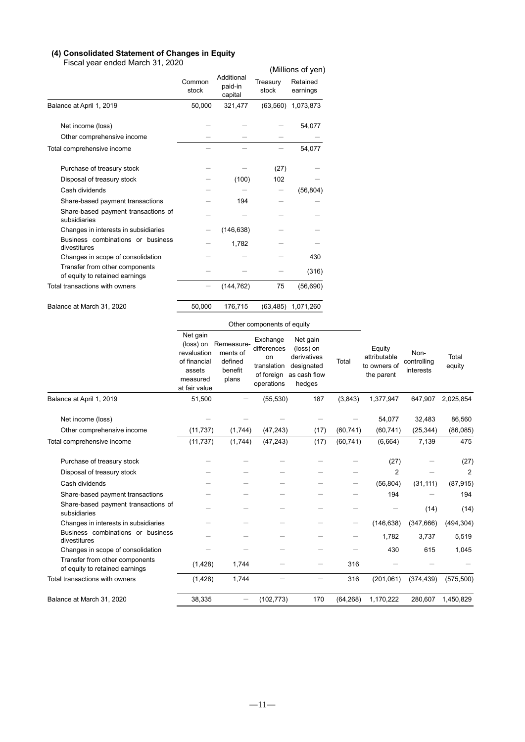### (4) Consolidated Statement of Changes in Equity

Fiscal year ended March 31, 2020

(Millions of yen)

| | Common stock | Additional paid-in capital | Treasury stock | Retained earnings |
|---|---|---|---|---|
| Balance at April 1, 2019 | 50,000 | 321,477 | (63,560) | 1,073,873 |
| Net income (loss) | — | — | — | 54,077 |
| Other comprehensive income | — | — | — | — |
| Total comprehensive income | — | — | — | 54,077 |
| Purchase of treasury stock | — | — | (27) | — |
| Disposal of treasury stock | — | (100) | 102 | — |
| Cash dividends | — | — | — | (56,804) |
| Share-based payment transactions | — | 194 | — | — |
| Share-based payment transactions of subsidiaries | — | — | — | — |
| Changes in interests in subsidiaries | — | (146,638) | — | — |
| Business combinations or business divestitures | — | 1,782 | — | — |
| Changes in scope of consolidation | — | — | — | 430 |
| Transfer from other components of equity to retained earnings | — | — | — | (316) |
| Total transactions with owners | — | (144,762) | 75 | (56,690) |
| Balance at March 31, 2020 | 50,000 | 176,715 | (63,485) | 1,071,260 |

| | Other components of equity | | | | | | | |
|---|---|---|---|---|---|---|---|---|
| | Net gain (loss) on revaluation of financial assets measured at fair value | Remeasurements of defined benefit plans | Exchange differences on translation of foreign operations | Net gain (loss) on derivatives designated as cash flow hedges | Total | Equity attributable to owners of the parent | Non-controlling interests | Total equity |
| Balance at April 1, 2019 | 51,500 | — | (55,530) | 187 | (3,843) | 1,377,947 | 647,907 | 2,025,854 |
| Net income (loss) | — | — | — | — | — | 54,077 | 32,483 | 86,560 |
| Other comprehensive income | (11,737) | (1,744) | (47,243) | (17) | (60,741) | (60,741) | (25,344) | (86,085) |
| Total comprehensive income | (11,737) | (1,744) | (47,243) | (17) | (60,741) | (6,664) | 7,139 | 475 |
| Purchase of treasury stock | — | — | — | — | — | (27) | — | (27) |
| Disposal of treasury stock | — | — | — | — | — | 2 | — | 2 |
| Cash dividends | — | — | — | — | — | (56,804) | (31,111) | (87,915) |
| Share-based payment transactions | — | — | — | — | — | 194 | — | 194 |
| Share-based payment transactions of subsidiaries | — | — | — | — | — | — | (14) | (14) |
| Changes in interests in subsidiaries | — | — | — | — | — | (146,638) | (347,666) | (494,304) |
| Business combinations or business divestitures | — | — | — | — | — | 1,782 | 3,737 | 5,519 |
| Changes in scope of consolidation | — | — | — | — | — | 430 | 615 | 1,045 |
| Transfer from other components of equity to retained earnings | (1,428) | 1,744 | — | — | 316 | — | — | — |
| Total transactions with owners | (1,428) | 1,744 | — | — | 316 | (201,061) | (374,439) | (575,500) |
| Balance at March 31, 2020 | 38,335 | — | (102,773) | 170 | (64,268) | 1,170,222 | 280,607 | 1,450,829 |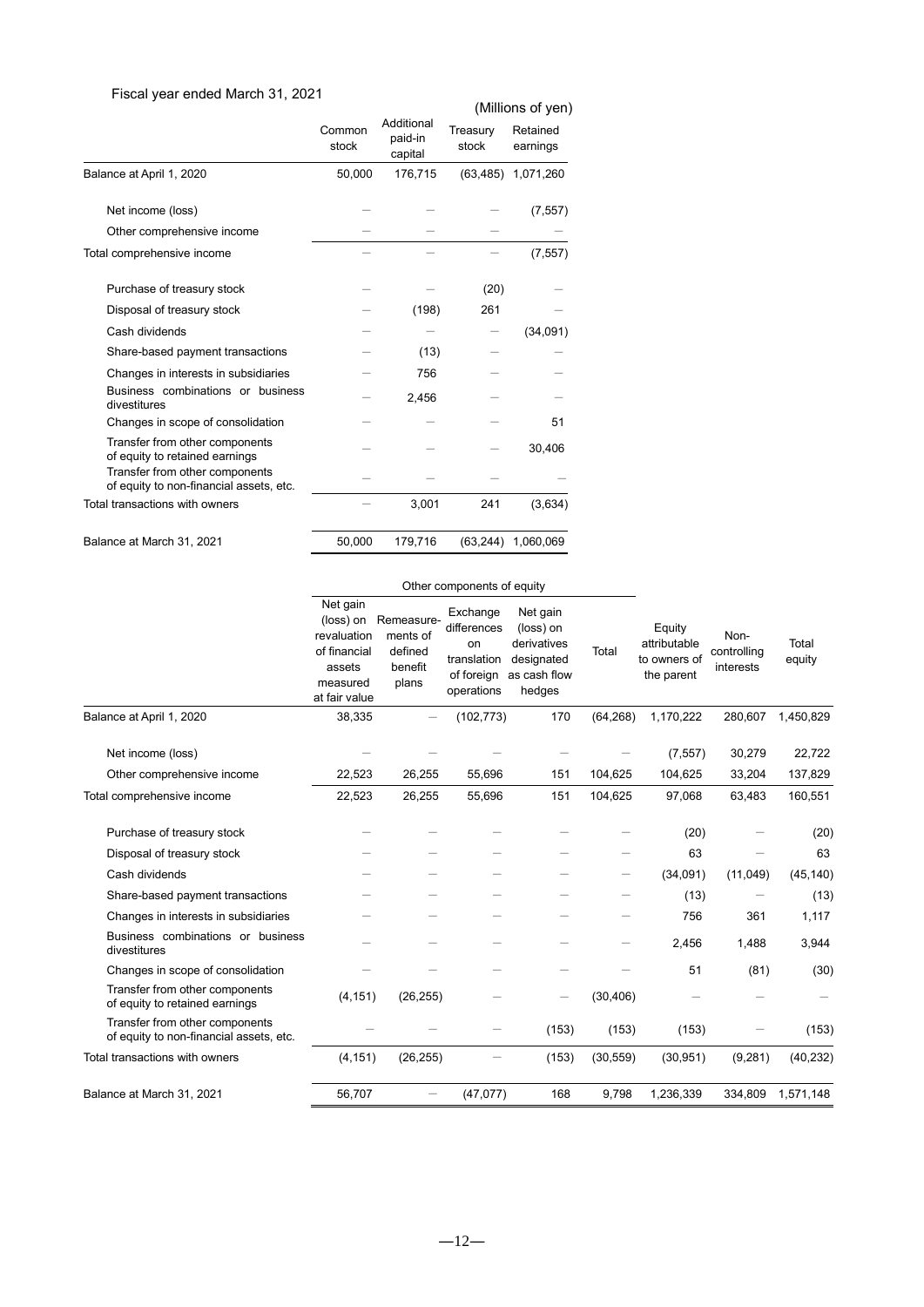Fiscal year ended March 31, 2021

(Millions of yen)

| | Common stock | Additional paid-in capital | Treasury stock | Retained earnings |
|---|---|---|---|---|
| Balance at April 1, 2020 | 50,000 | 176,715 | (63,485) | 1,071,260 |
| Net income (loss) | – | – | – | (7,557) |
| Other comprehensive income | – | – | – | – |
| Total comprehensive income | – | – | – | (7,557) |
| Purchase of treasury stock | – | – | (20) | – |
| Disposal of treasury stock | – | (198) | 261 | – |
| Cash dividends | – | – | – | (34,091) |
| Share-based payment transactions | – | (13) | – | – |
| Changes in interests in subsidiaries | – | 756 | – | – |
| Business combinations or business divestitures | – | 2,456 | – | – |
| Changes in scope of consolidation | – | – | – | 51 |
| Transfer from other components of equity to retained earnings | – | – | – | 30,406 |
| Transfer from other components of equity to non-financial assets, etc. | – | – | – | – |
| Total transactions with owners | – | 3,001 | 241 | (3,634) |
| Balance at March 31, 2021 | 50,000 | 179,716 | (63,244) | 1,060,069 |

| | Other components of equity | | | | | | | |
|---|---|---|---|---|---|---|---|---|
| | Net gain (loss) on revaluation of financial assets measured at fair value | Remeasurements of defined benefit plans | Exchange differences on translation of foreign operations | Net gain (loss) on derivatives designated as cash flow hedges | Total | Equity attributable to owners of the parent | Non-controlling interests | Total equity |
| Balance at April 1, 2020 | 38,335 | – | (102,773) | 170 | (64,268) | 1,170,222 | 280,607 | 1,450,829 |
| Net income (loss) | – | – | – | – | – | (7,557) | 30,279 | 22,722 |
| Other comprehensive income | 22,523 | 26,255 | 55,696 | 151 | 104,625 | 104,625 | 33,204 | 137,829 |
| Total comprehensive income | 22,523 | 26,255 | 55,696 | 151 | 104,625 | 97,068 | 63,483 | 160,551 |
| Purchase of treasury stock | – | – | – | – | – | (20) | – | (20) |
| Disposal of treasury stock | – | – | – | – | – | 63 | – | 63 |
| Cash dividends | – | – | – | – | – | (34,091) | (11,049) | (45,140) |
| Share-based payment transactions | – | – | – | – | – | (13) | – | (13) |
| Changes in interests in subsidiaries | – | – | – | – | – | 756 | 361 | 1,117 |
| Business combinations or business divestitures | – | – | – | – | – | 2,456 | 1,488 | 3,944 |
| Changes in scope of consolidation | – | – | – | – | – | 51 | (81) | (30) |
| Transfer from other components of equity to retained earnings | (4,151) | (26,255) | – | – | (30,406) | – | – | – |
| Transfer from other components of equity to non-financial assets, etc. | – | – | – | (153) | (153) | (153) | – | (153) |
| Total transactions with owners | (4,151) | (26,255) | – | (153) | (30,559) | (30,951) | (9,281) | (40,232) |
| Balance at March 31, 2021 | 56,707 | – | (47,077) | 168 | 9,798 | 1,236,339 | 334,809 | 1,571,148 |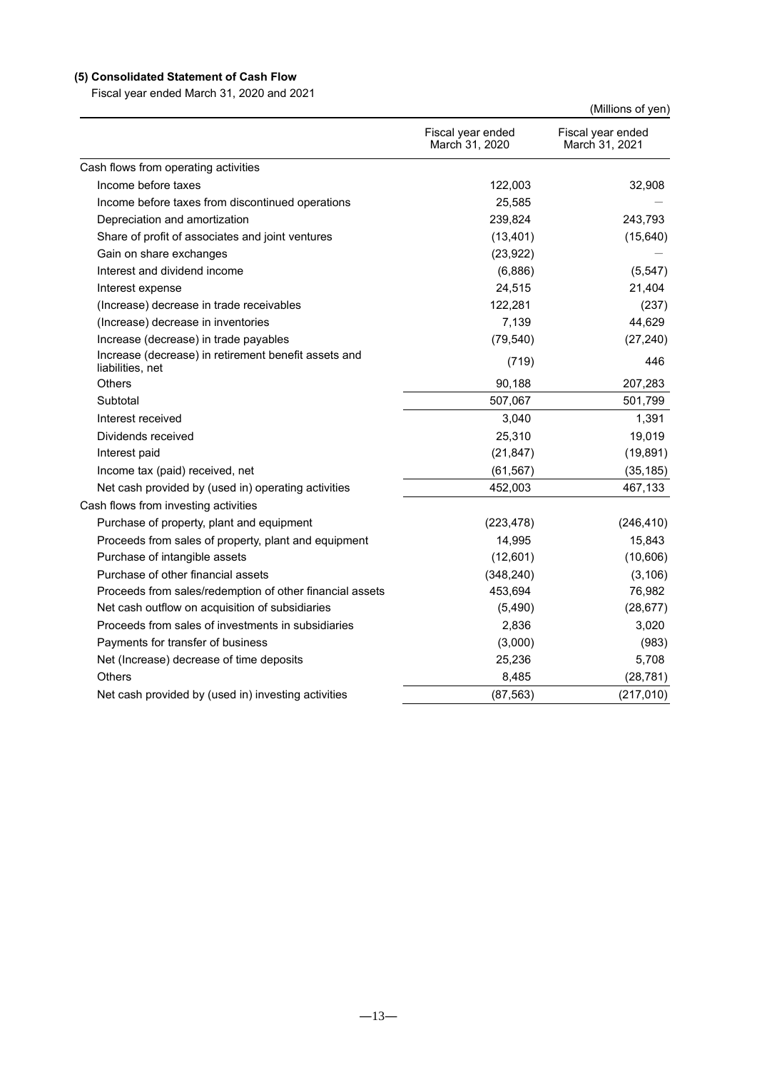### (5) Consolidated Statement of Cash Flow

Fiscal year ended March 31, 2020 and 2021

(Millions of yen)

| | Fiscal year ended March 31, 2020 | Fiscal year ended March 31, 2021 |
|---|---|---|
| Cash flows from operating activities | | |
| Income before taxes | 122,003 | 32,908 |
| Income before taxes from discontinued operations | 25,585 | — |
| Depreciation and amortization | 239,824 | 243,793 |
| Share of profit of associates and joint ventures | (13,401) | (15,640) |
| Gain on share exchanges | (23,922) | — |
| Interest and dividend income | (6,886) | (5,547) |
| Interest expense | 24,515 | 21,404 |
| (Increase) decrease in trade receivables | 122,281 | (237) |
| (Increase) decrease in inventories | 7,139 | 44,629 |
| Increase (decrease) in trade payables | (79,540) | (27,240) |
| Increase (decrease) in retirement benefit assets and liabilities, net | (719) | 446 |
| Others | 90,188 | 207,283 |
| Subtotal | 507,067 | 501,799 |
| Interest received | 3,040 | 1,391 |
| Dividends received | 25,310 | 19,019 |
| Interest paid | (21,847) | (19,891) |
| Income tax (paid) received, net | (61,567) | (35,185) |
| Net cash provided by (used in) operating activities | 452,003 | 467,133 |
| Cash flows from investing activities | | |
| Purchase of property, plant and equipment | (223,478) | (246,410) |
| Proceeds from sales of property, plant and equipment | 14,995 | 15,843 |
| Purchase of intangible assets | (12,601) | (10,606) |
| Purchase of other financial assets | (348,240) | (3,106) |
| Proceeds from sales/redemption of other financial assets | 453,694 | 76,982 |
| Net cash outflow on acquisition of subsidiaries | (5,490) | (28,677) |
| Proceeds from sales of investments in subsidiaries | 2,836 | 3,020 |
| Payments for transfer of business | (3,000) | (983) |
| Net (Increase) decrease of time deposits | 25,236 | 5,708 |
| Others | 8,485 | (28,781) |
| Net cash provided by (used in) investing activities | (87,563) | (217,010) |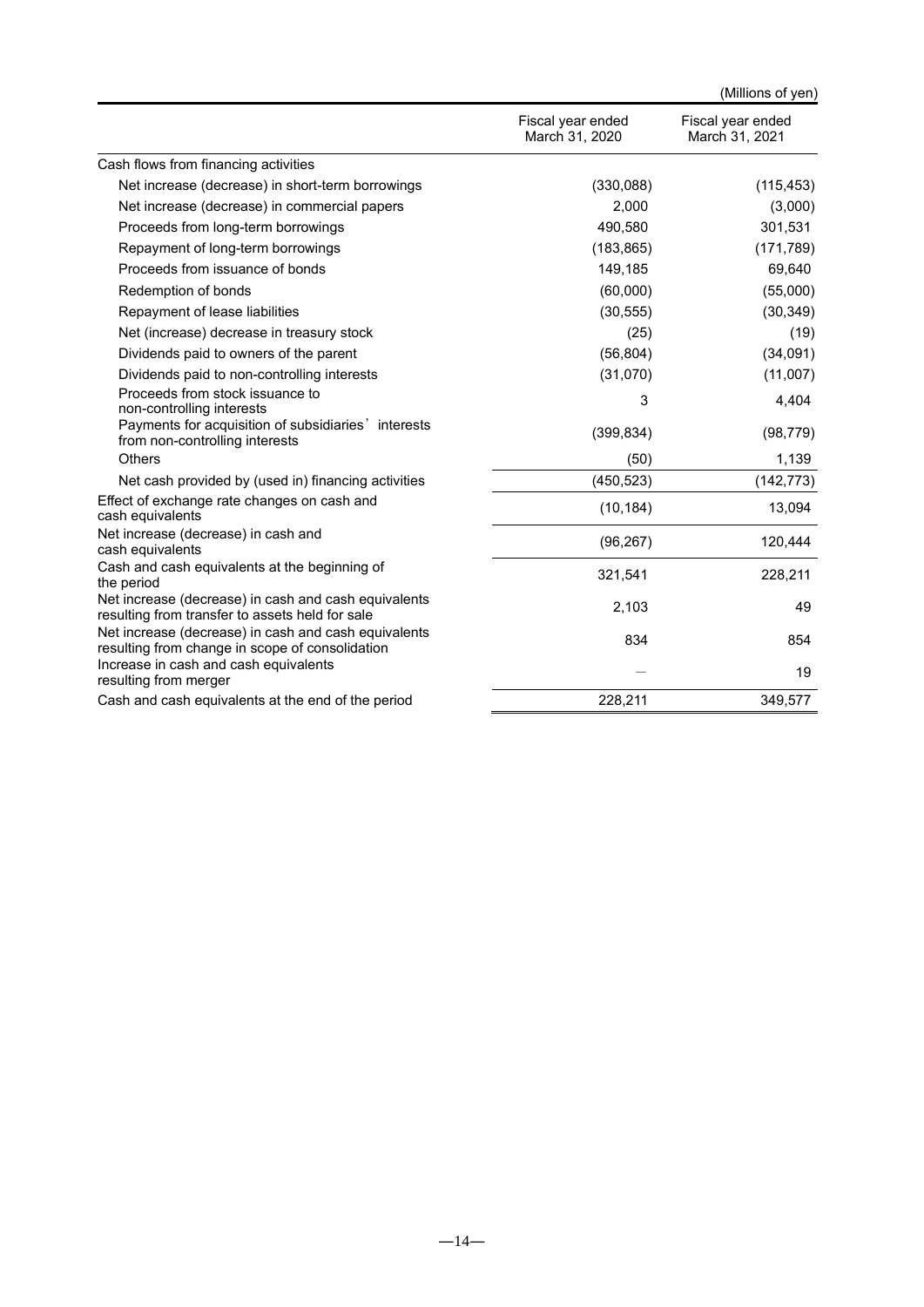(Millions of yen)

| | Fiscal year ended March 31, 2020 | Fiscal year ended March 31, 2021 |
|---|---|---|
| Cash flows from financing activities | | |
| Net increase (decrease) in short-term borrowings | (330,088) | (115,453) |
| Net increase (decrease) in commercial papers | 2,000 | (3,000) |
| Proceeds from long-term borrowings | 490,580 | 301,531 |
| Repayment of long-term borrowings | (183,865) | (171,789) |
| Proceeds from issuance of bonds | 149,185 | 69,640 |
| Redemption of bonds | (60,000) | (55,000) |
| Repayment of lease liabilities | (30,555) | (30,349) |
| Net (increase) decrease in treasury stock | (25) | (19) |
| Dividends paid to owners of the parent | (56,804) | (34,091) |
| Dividends paid to non-controlling interests | (31,070) | (11,007) |
| Proceeds from stock issuance to non-controlling interests | 3 | 4,404 |
| Payments for acquisition of subsidiaries' interests from non-controlling interests | (399,834) | (98,779) |
| Others | (50) | 1,139 |
| Net cash provided by (used in) financing activities | (450,523) | (142,773) |
| Effect of exchange rate changes on cash and cash equivalents | (10,184) | 13,094 |
| Net increase (decrease) in cash and cash equivalents | (96,267) | 120,444 |
| Cash and cash equivalents at the beginning of the period | 321,541 | 228,211 |
| Net increase (decrease) in cash and cash equivalents resulting from transfer to assets held for sale | 2,103 | 49 |
| Net increase (decrease) in cash and cash equivalents resulting from change in scope of consolidation | 834 | 854 |
| Increase in cash and cash equivalents resulting from merger | — | 19 |
| Cash and cash equivalents at the end of the period | 228,211 | 349,577 |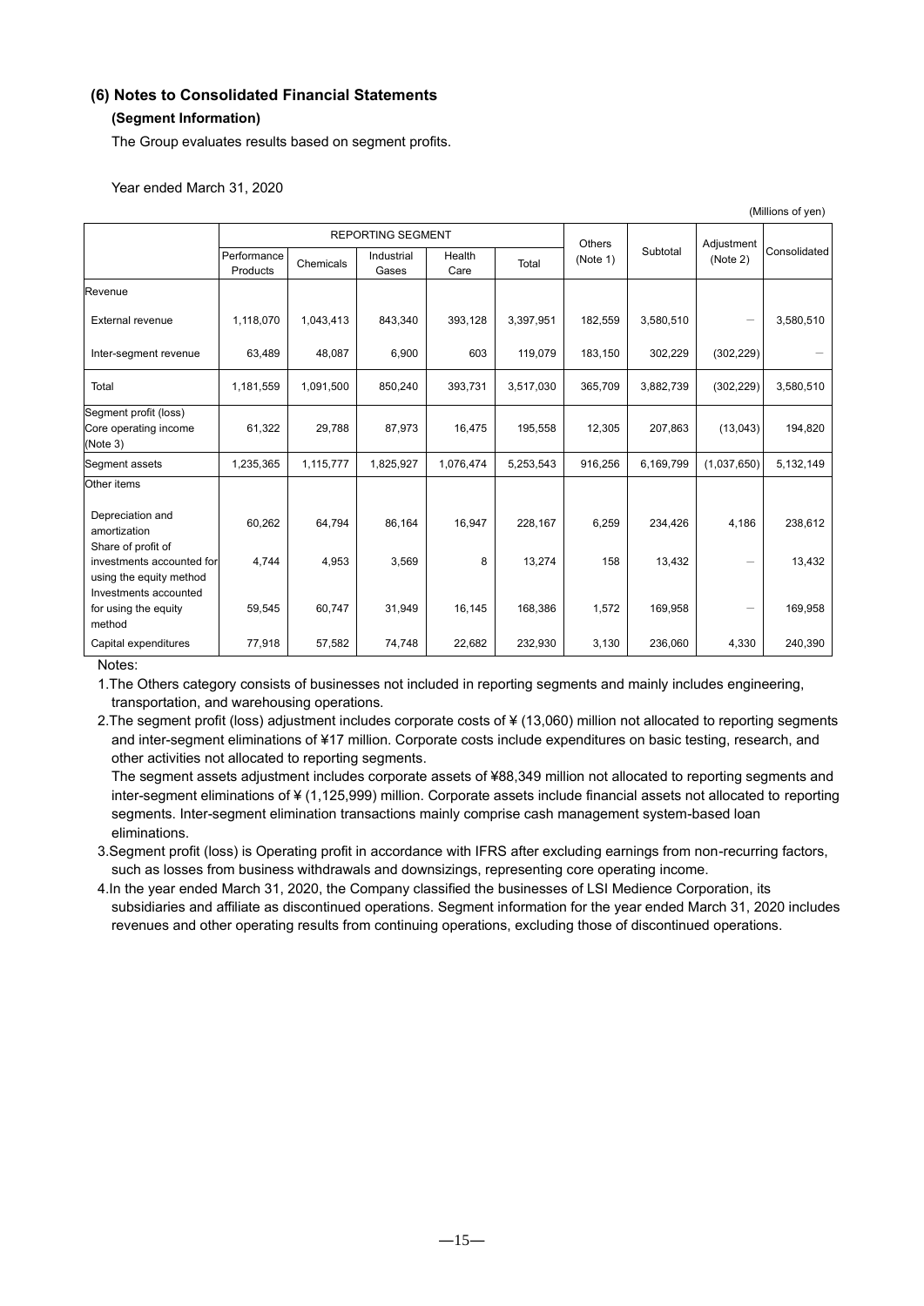### (6) Notes to Consolidated Financial Statements

#### (Segment Information)

The Group evaluates results based on segment profits.

Year ended March 31, 2020

(Millions of yen)

| | REPORTING SEGMENT | | | | | Others (Note 1) | Subtotal | Adjustment (Note 2) | Consolidated |
|---|---|---|---|---|---|---|---|---|---|
| | Performance Products | Chemicals | Industrial Gases | Health Care | Total | | | | |
| Revenue | | | | | | | | | |
| External revenue | 1,118,070 | 1,043,413 | 843,340 | 393,128 | 3,397,951 | 182,559 | 3,580,510 | — | 3,580,510 |
| Inter-segment revenue | 63,489 | 48,087 | 6,900 | 603 | 119,079 | 183,150 | 302,229 | (302,229) | — |
| Total | 1,181,559 | 1,091,500 | 850,240 | 393,731 | 3,517,030 | 365,709 | 3,882,739 | (302,229) | 3,580,510 |
| Segment profit (loss) Core operating income (Note 3) | 61,322 | 29,788 | 87,973 | 16,475 | 195,558 | 12,305 | 207,863 | (13,043) | 194,820 |
| Segment assets | 1,235,365 | 1,115,777 | 1,825,927 | 1,076,474 | 5,253,543 | 916,256 | 6,169,799 | (1,037,650) | 5,132,149 |
| Other items | | | | | | | | | |
| Depreciation and amortization | 60,262 | 64,794 | 86,164 | 16,947 | 228,167 | 6,259 | 234,426 | 4,186 | 238,612 |
| Share of profit of investments accounted for using the equity method | 4,744 | 4,953 | 3,569 | 8 | 13,274 | 158 | 13,432 | — | 13,432 |
| Investments accounted for using the equity method | 59,545 | 60,747 | 31,949 | 16,145 | 168,386 | 1,572 | 169,958 | — | 169,958 |
| Capital expenditures | 77,918 | 57,582 | 74,748 | 22,682 | 232,930 | 3,130 | 236,060 | 4,330 | 240,390 |

Notes:

1. The Others category consists of businesses not included in reporting segments and mainly includes engineering, transportation, and warehousing operations.
2. The segment profit (loss) adjustment includes corporate costs of ¥ (13,060) million not allocated to reporting segments and inter-segment eliminations of ¥17 million. Corporate costs include expenditures on basic testing, research, and other activities not allocated to reporting segments.
   The segment assets adjustment includes corporate assets of ¥88,349 million not allocated to reporting segments and inter-segment eliminations of ¥ (1,125,999) million. Corporate assets include financial assets not allocated to reporting segments. Inter-segment elimination transactions mainly comprise cash management system-based loan eliminations.
3. Segment profit (loss) is Operating profit in accordance with IFRS after excluding earnings from non-recurring factors, such as losses from business withdrawals and downsizings, representing core operating income.
4. In the year ended March 31, 2020, the Company classified the businesses of LSI Medience Corporation, its subsidiaries and affiliate as discontinued operations. Segment information for the year ended March 31, 2020 includes revenues and other operating results from continuing operations, excluding those of discontinued operations.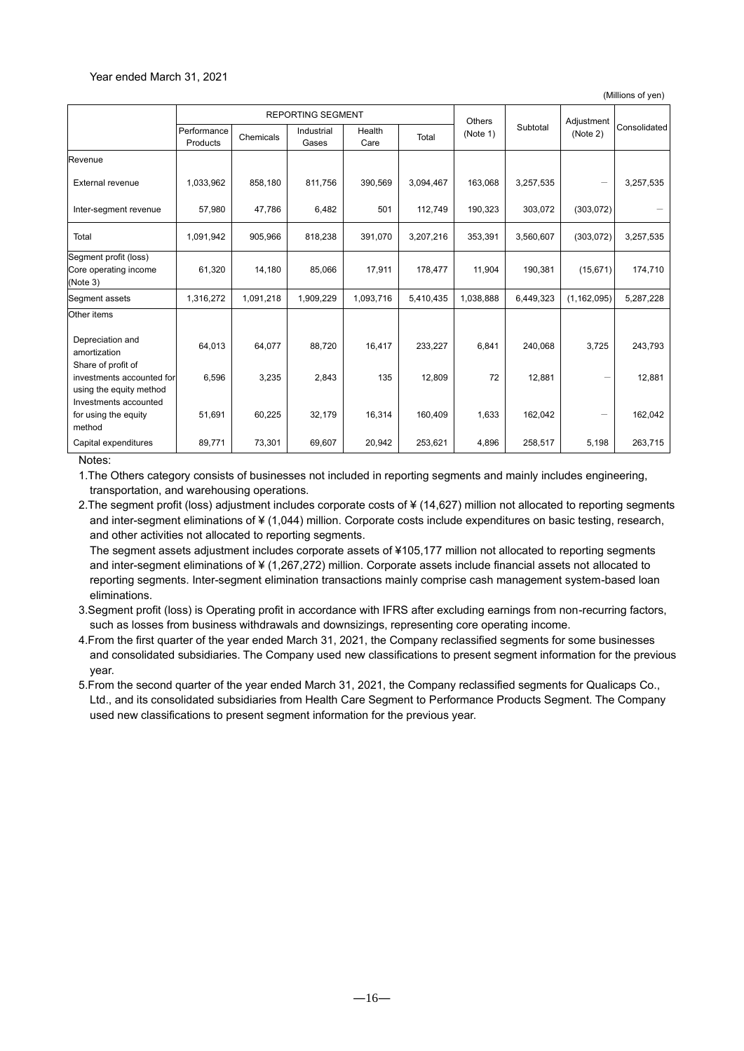Year ended March 31, 2021

(Millions of yen)

| | REPORTING SEGMENT | | | | | Others (Note 1) | Subtotal | Adjustment (Note 2) | Consolidated |
|---|---|---|---|---|---|---|---|---|---|
| | Performance Products | Chemicals | Industrial Gases | Health Care | Total | | | | |
| Revenue | | | | | | | | | |
| External revenue | 1,033,962 | 858,180 | 811,756 | 390,569 | 3,094,467 | 163,068 | 3,257,535 | — | 3,257,535 |
| Inter-segment revenue | 57,980 | 47,786 | 6,482 | 501 | 112,749 | 190,323 | 303,072 | (303,072) | — |
| Total | 1,091,942 | 905,966 | 818,238 | 391,070 | 3,207,216 | 353,391 | 3,560,607 | (303,072) | 3,257,535 |
| Segment profit (loss) Core operating income (Note 3) | 61,320 | 14,180 | 85,066 | 17,911 | 178,477 | 11,904 | 190,381 | (15,671) | 174,710 |
| Segment assets | 1,316,272 | 1,091,218 | 1,909,229 | 1,093,716 | 5,410,435 | 1,038,888 | 6,449,323 | (1,162,095) | 5,287,228 |
| Other items | | | | | | | | | |
| Depreciation and amortization | 64,013 | 64,077 | 88,720 | 16,417 | 233,227 | 6,841 | 240,068 | 3,725 | 243,793 |
| Share of profit of investments accounted for using the equity method | 6,596 | 3,235 | 2,843 | 135 | 12,809 | 72 | 12,881 | — | 12,881 |
| Investments accounted for using the equity method | 51,691 | 60,225 | 32,179 | 16,314 | 160,409 | 1,633 | 162,042 | — | 162,042 |
| Capital expenditures | 89,771 | 73,301 | 69,607 | 20,942 | 253,621 | 4,896 | 258,517 | 5,198 | 263,715 |

Notes:

1. The Others category consists of businesses not included in reporting segments and mainly includes engineering, transportation, and warehousing operations.
2. The segment profit (loss) adjustment includes corporate costs of ¥ (14,627) million not allocated to reporting segments and inter-segment eliminations of ¥ (1,044) million. Corporate costs include expenditures on basic testing, research, and other activities not allocated to reporting segments.
   The segment assets adjustment includes corporate assets of ¥105,177 million not allocated to reporting segments and inter-segment eliminations of ¥ (1,267,272) million. Corporate assets include financial assets not allocated to reporting segments. Inter-segment elimination transactions mainly comprise cash management system-based loan eliminations.
3. Segment profit (loss) is Operating profit in accordance with IFRS after excluding earnings from non-recurring factors, such as losses from business withdrawals and downsizings, representing core operating income.
4. From the first quarter of the year ended March 31, 2021, the Company reclassified segments for some businesses and consolidated subsidiaries. The Company used new classifications to present segment information for the previous year.
5. From the second quarter of the year ended March 31, 2021, the Company reclassified segments for Qualicaps Co., Ltd., and its consolidated subsidiaries from Health Care Segment to Performance Products Segment. The Company used new classifications to present segment information for the previous year.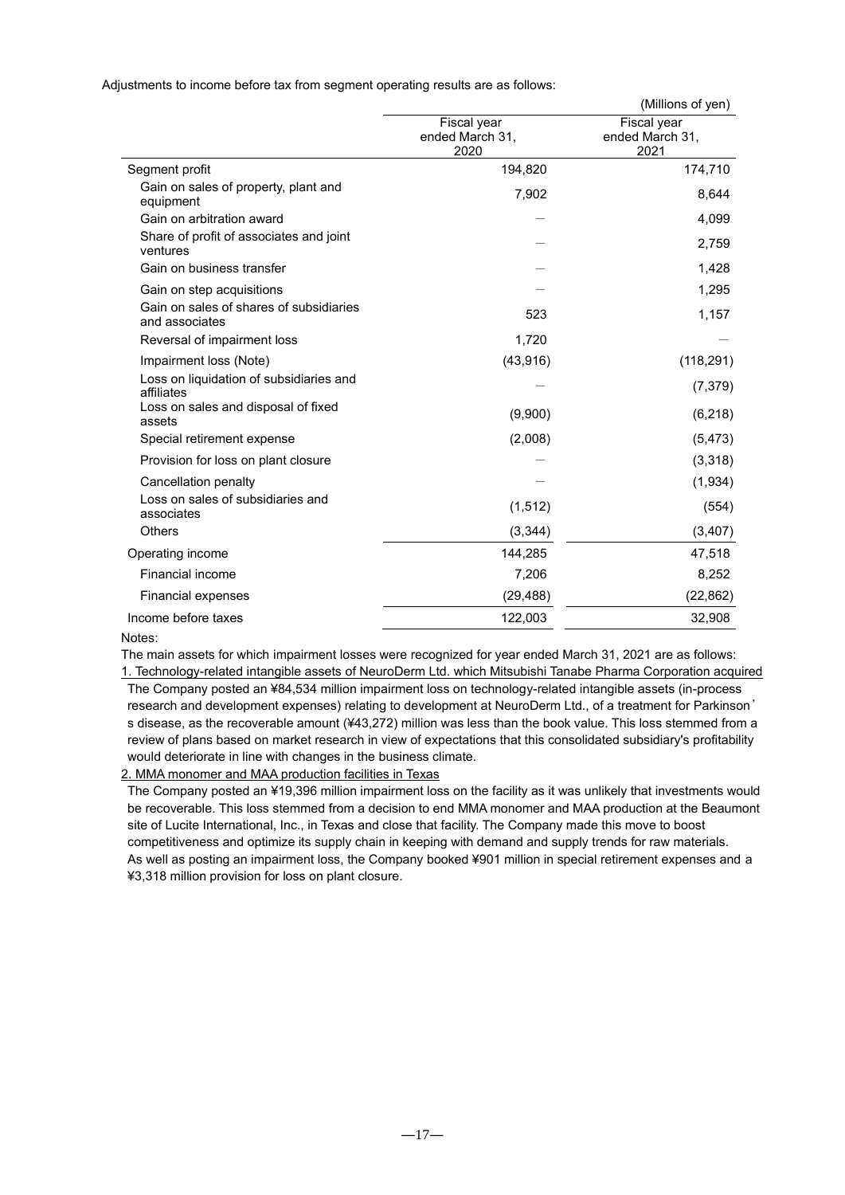Adjustments to income before tax from segment operating results are as follows:

(Millions of yen)

| | Fiscal year ended March 31, 2020 | Fiscal year ended March 31, 2021 |
|---|---|---|
| Segment profit | 194,820 | 174,710 |
| Gain on sales of property, plant and equipment | 7,902 | 8,644 |
| Gain on arbitration award | — | 4,099 |
| Share of profit of associates and joint ventures | — | 2,759 |
| Gain on business transfer | — | 1,428 |
| Gain on step acquisitions | — | 1,295 |
| Gain on sales of shares of subsidiaries and associates | 523 | 1,157 |
| Reversal of impairment loss | 1,720 | — |
| Impairment loss (Note) | (43,916) | (118,291) |
| Loss on liquidation of subsidiaries and affiliates | — | (7,379) |
| Loss on sales and disposal of fixed assets | (9,900) | (6,218) |
| Special retirement expense | (2,008) | (5,473) |
| Provision for loss on plant closure | — | (3,318) |
| Cancellation penalty | — | (1,934) |
| Loss on sales of subsidiaries and associates | (1,512) | (554) |
| Others | (3,344) | (3,407) |
| Operating income | 144,285 | 47,518 |
| Financial income | 7,206 | 8,252 |
| Financial expenses | (29,488) | (22,862) |
| Income before taxes | 122,003 | 32,908 |

Notes:

The main assets for which impairment losses were recognized for year ended March 31, 2021 are as follows:

1. Technology-related intangible assets of NeuroDerm Ltd. which Mitsubishi Tanabe Pharma Corporation acquired

The Company posted an ¥84,534 million impairment loss on technology-related intangible assets (in-process research and development expenses) relating to development at NeuroDerm Ltd., of a treatment for Parkinson's disease, as the recoverable amount (¥43,272) million was less than the book value. This loss stemmed from a review of plans based on market research in view of expectations that this consolidated subsidiary's profitability would deteriorate in line with changes in the business climate.

2. MMA monomer and MAA production facilities in Texas

The Company posted an ¥19,396 million impairment loss on the facility as it was unlikely that investments would be recoverable. This loss stemmed from a decision to end MMA monomer and MAA production at the Beaumont site of Lucite International, Inc., in Texas and close that facility. The Company made this move to boost competitiveness and optimize its supply chain in keeping with demand and supply trends for raw materials.

As well as posting an impairment loss, the Company booked ¥901 million in special retirement expenses and a ¥3,318 million provision for loss on plant closure.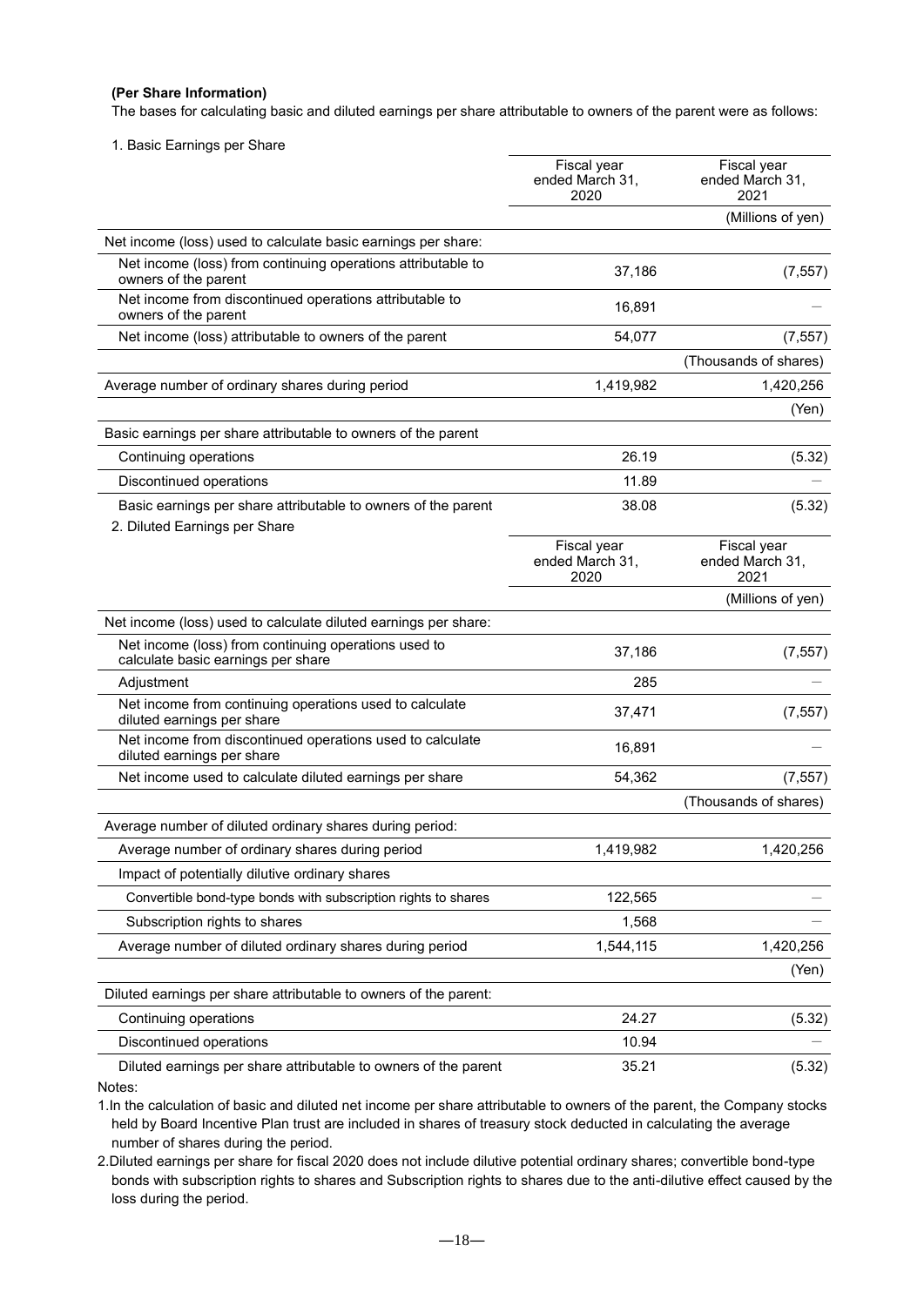**(Per Share Information)**

The bases for calculating basic and diluted earnings per share attributable to owners of the parent were as follows:

1. Basic Earnings per Share

| | Fiscal year ended March 31, 2020 | Fiscal year ended March 31, 2021 |
|---|---|---|
| | | (Millions of yen) |
| Net income (loss) used to calculate basic earnings per share: | | |
| Net income (loss) from continuing operations attributable to owners of the parent | 37,186 | (7,557) |
| Net income from discontinued operations attributable to owners of the parent | 16,891 | — |
| Net income (loss) attributable to owners of the parent | 54,077 | (7,557) |
| | | (Thousands of shares) |
| Average number of ordinary shares during period | 1,419,982 | 1,420,256 |
| | | (Yen) |
| Basic earnings per share attributable to owners of the parent | | |
| Continuing operations | 26.19 | (5.32) |
| Discontinued operations | 11.89 | — |
| Basic earnings per share attributable to owners of the parent | 38.08 | (5.32) |

2. Diluted Earnings per Share

| | Fiscal year ended March 31, 2020 | Fiscal year ended March 31, 2021 |
|---|---|---|
| | | (Millions of yen) |
| Net income (loss) used to calculate diluted earnings per share: | | |
| Net income (loss) from continuing operations used to calculate basic earnings per share | 37,186 | (7,557) |
| Adjustment | 285 | — |
| Net income from continuing operations used to calculate diluted earnings per share | 37,471 | (7,557) |
| Net income from discontinued operations used to calculate diluted earnings per share | 16,891 | — |
| Net income used to calculate diluted earnings per share | 54,362 | (7,557) |
| | | (Thousands of shares) |
| Average number of diluted ordinary shares during period: | | |
| Average number of ordinary shares during period | 1,419,982 | 1,420,256 |
| Impact of potentially dilutive ordinary shares | | |
| Convertible bond-type bonds with subscription rights to shares | 122,565 | — |
| Subscription rights to shares | 1,568 | — |
| Average number of diluted ordinary shares during period | 1,544,115 | 1,420,256 |
| | | (Yen) |
| Diluted earnings per share attributable to owners of the parent: | | |
| Continuing operations | 24.27 | (5.32) |
| Discontinued operations | 10.94 | — |
| Diluted earnings per share attributable to owners of the parent | 35.21 | (5.32) |

Notes:

1. In the calculation of basic and diluted net income per share attributable to owners of the parent, the Company stocks held by Board Incentive Plan trust are included in shares of treasury stock deducted in calculating the average number of shares during the period.
2. Diluted earnings per share for fiscal 2020 does not include dilutive potential ordinary shares; convertible bond-type bonds with subscription rights to shares and Subscription rights to shares due to the anti-dilutive effect caused by the loss during the period.